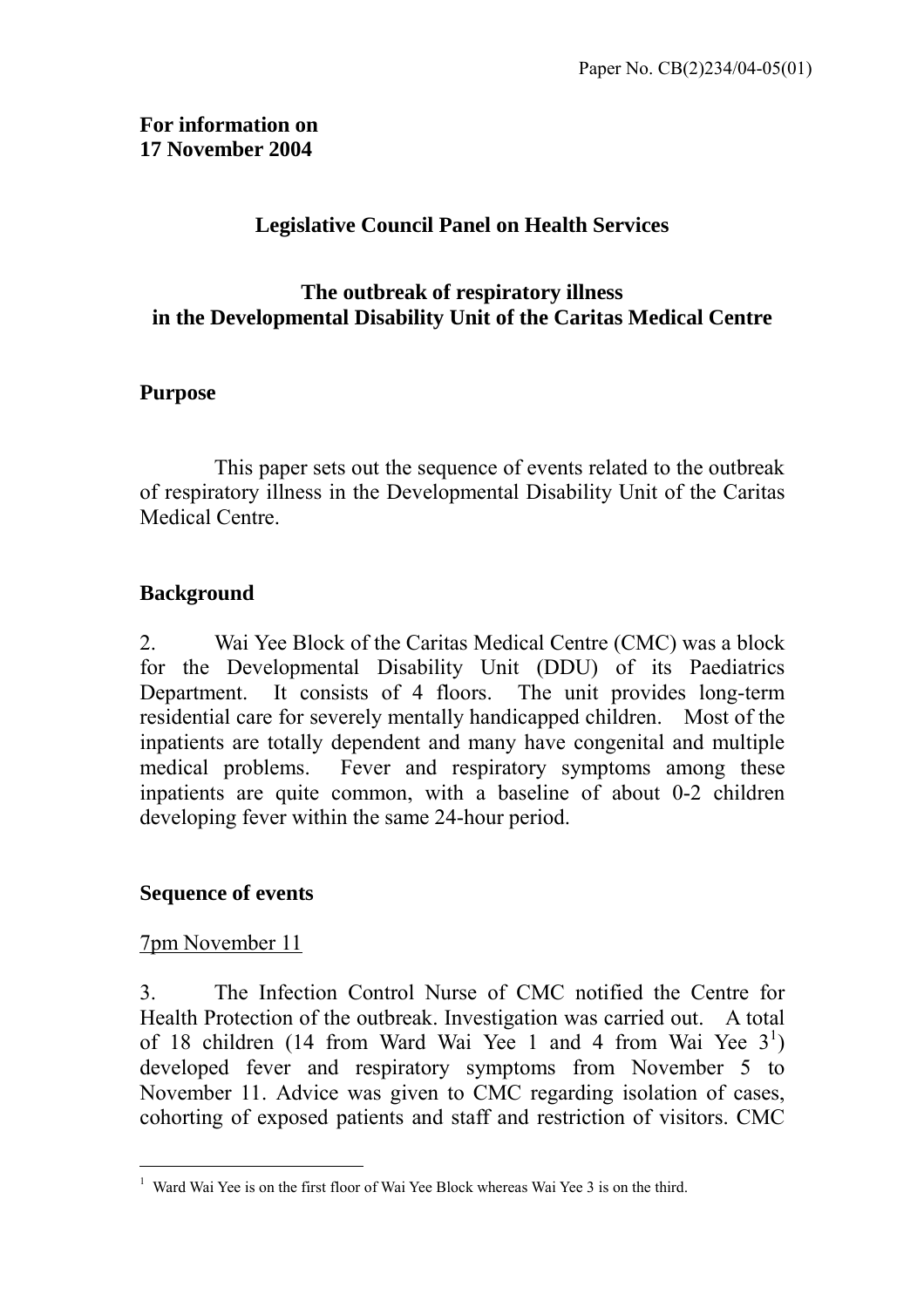Paper No. CB(2)234/04-05(01)

**For information on**
**17 November 2004**

## Legislative Council Panel on Health Services

## The outbreak of respiratory illness in the Developmental Disability Unit of the Caritas Medical Centre

### Purpose

This paper sets out the sequence of events related to the outbreak of respiratory illness in the Developmental Disability Unit of the Caritas Medical Centre.

### Background

2. Wai Yee Block of the Caritas Medical Centre (CMC) was a block for the Developmental Disability Unit (DDU) of its Paediatrics Department. It consists of 4 floors. The unit provides long-term residential care for severely mentally handicapped children. Most of the inpatients are totally dependent and many have congenital and multiple medical problems. Fever and respiratory symptoms among these inpatients are quite common, with a baseline of about 0-2 children developing fever within the same 24-hour period.

### Sequence of events

7pm November 11

3. The Infection Control Nurse of CMC notified the Centre for Health Protection of the outbreak. Investigation was carried out. A total of 18 children (14 from Ward Wai Yee 1 and 4 from Wai Yee 3[1]) developed fever and respiratory symptoms from November 5 to November 11. Advice was given to CMC regarding isolation of cases, cohorting of exposed patients and staff and restriction of visitors. CMC

[1] Ward Wai Yee is on the first floor of Wai Yee Block whereas Wai Yee 3 is on the third.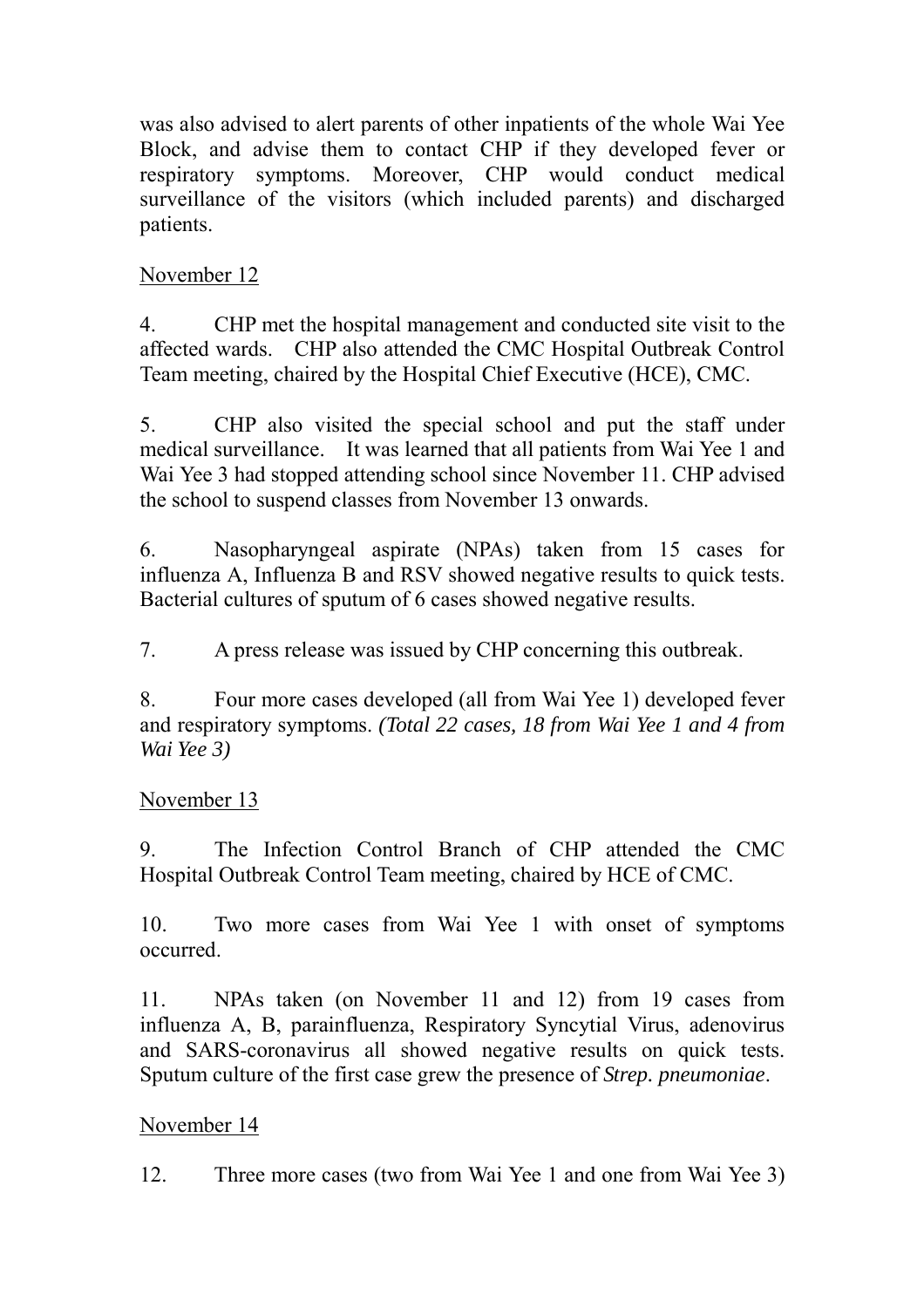was also advised to alert parents of other inpatients of the whole Wai Yee Block, and advise them to contact CHP if they developed fever or respiratory symptoms. Moreover, CHP would conduct medical surveillance of the visitors (which included parents) and discharged patients.

<u>November 12</u>

4. CHP met the hospital management and conducted site visit to the affected wards. CHP also attended the CMC Hospital Outbreak Control Team meeting, chaired by the Hospital Chief Executive (HCE), CMC.

5. CHP also visited the special school and put the staff under medical surveillance. It was learned that all patients from Wai Yee 1 and Wai Yee 3 had stopped attending school since November 11. CHP advised the school to suspend classes from November 13 onwards.

6. Nasopharyngeal aspirate (NPAs) taken from 15 cases for influenza A, Influenza B and RSV showed negative results to quick tests. Bacterial cultures of sputum of 6 cases showed negative results.

7. A press release was issued by CHP concerning this outbreak.

8. Four more cases developed (all from Wai Yee 1) developed fever and respiratory symptoms. *(Total 22 cases, 18 from Wai Yee 1 and 4 from Wai Yee 3)*

<u>November 13</u>

9. The Infection Control Branch of CHP attended the CMC Hospital Outbreak Control Team meeting, chaired by HCE of CMC.

10. Two more cases from Wai Yee 1 with onset of symptoms occurred.

11. NPAs taken (on November 11 and 12) from 19 cases from influenza A, B, parainfluenza, Respiratory Syncytial Virus, adenovirus and SARS-coronavirus all showed negative results on quick tests. Sputum culture of the first case grew the presence of *Strep. pneumoniae*.

<u>November 14</u>

12. Three more cases (two from Wai Yee 1 and one from Wai Yee 3)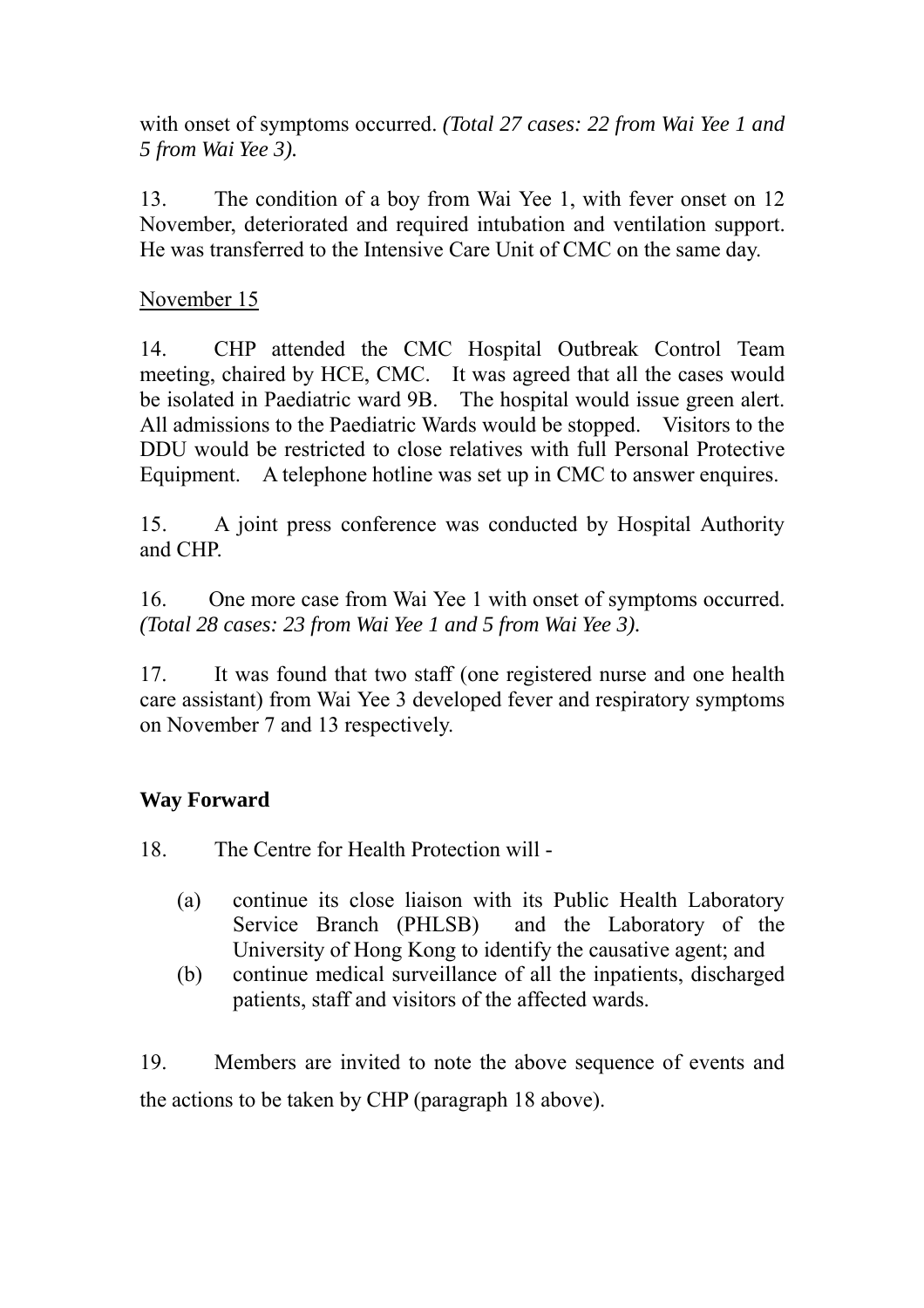with onset of symptoms occurred. *(Total 27 cases: 22 from Wai Yee 1 and 5 from Wai Yee 3).*

13. The condition of a boy from Wai Yee 1, with fever onset on 12 November, deteriorated and required intubation and ventilation support. He was transferred to the Intensive Care Unit of CMC on the same day.

<u>November 15</u>

14. CHP attended the CMC Hospital Outbreak Control Team meeting, chaired by HCE, CMC. It was agreed that all the cases would be isolated in Paediatric ward 9B. The hospital would issue green alert. All admissions to the Paediatric Wards would be stopped. Visitors to the DDU would be restricted to close relatives with full Personal Protective Equipment. A telephone hotline was set up in CMC to answer enquires.

15. A joint press conference was conducted by Hospital Authority and CHP.

16. One more case from Wai Yee 1 with onset of symptoms occurred. *(Total 28 cases: 23 from Wai Yee 1 and 5 from Wai Yee 3).*

17. It was found that two staff (one registered nurse and one health care assistant) from Wai Yee 3 developed fever and respiratory symptoms on November 7 and 13 respectively.

**Way Forward**

18. The Centre for Health Protection will -

(a) continue its close liaison with its Public Health Laboratory Service Branch (PHLSB) and the Laboratory of the University of Hong Kong to identify the causative agent; and

(b) continue medical surveillance of all the inpatients, discharged patients, staff and visitors of the affected wards.

19. Members are invited to note the above sequence of events and the actions to be taken by CHP (paragraph 18 above).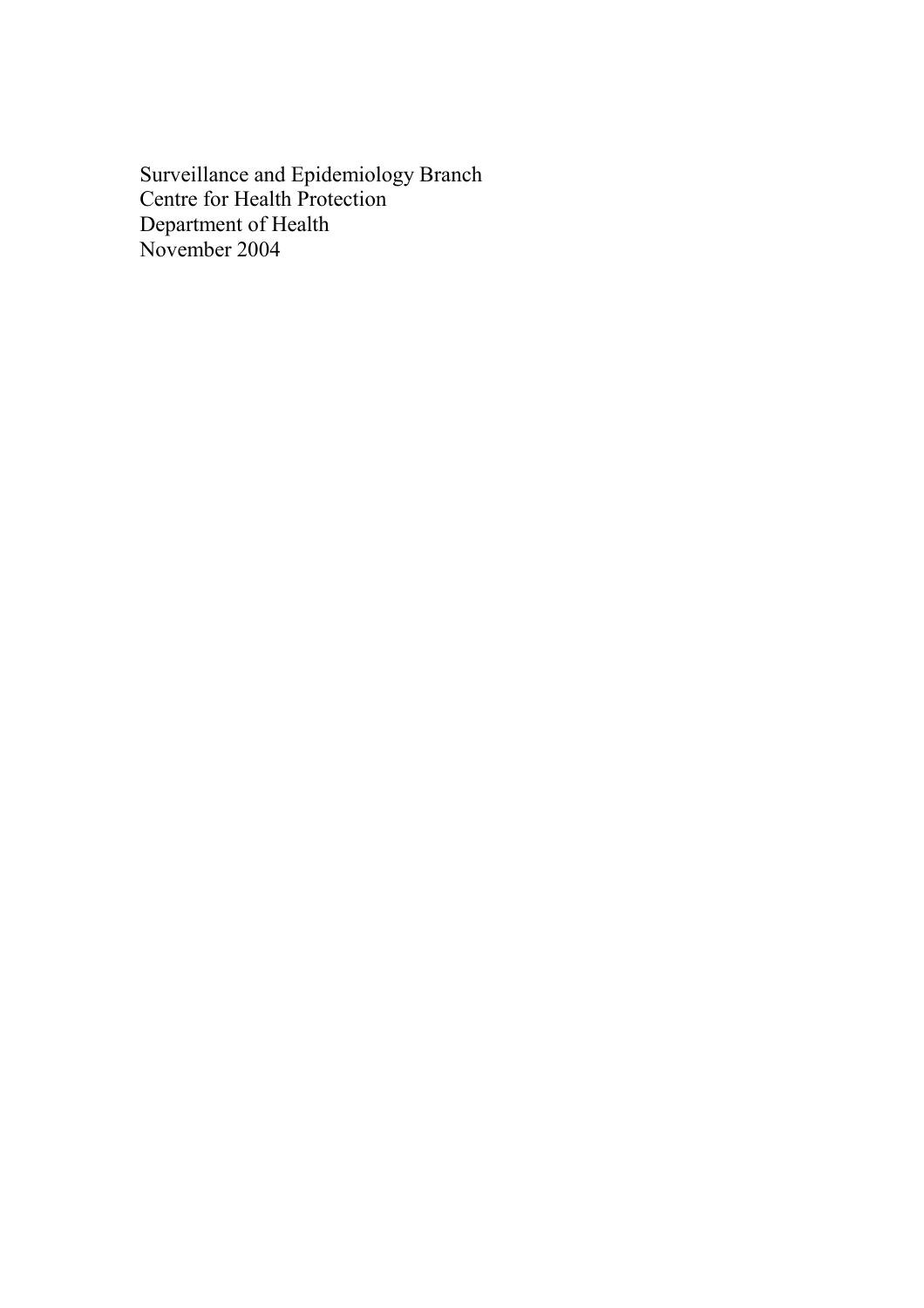Surveillance and Epidemiology Branch
Centre for Health Protection
Department of Health
November 2004